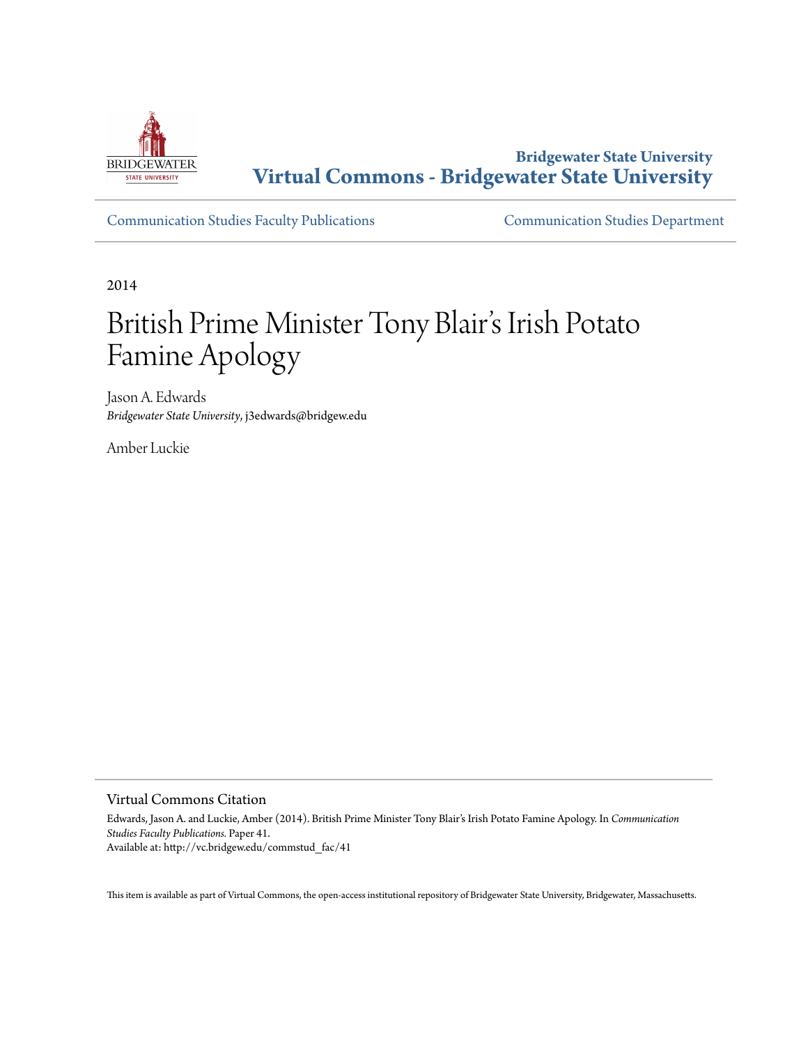**Bridgewater State University**
**Virtual Commons - Bridgewater State University**

Communication Studies Faculty Publications | Communication Studies Department

2014

# British Prime Minister Tony Blair's Irish Potato Famine Apology

Jason A. Edwards
*Bridgewater State University*, j3edwards@bridgew.edu

Amber Luckie

## Virtual Commons Citation

Edwards, Jason A. and Luckie, Amber (2014). British Prime Minister Tony Blair's Irish Potato Famine Apology. In *Communication Studies Faculty Publications*. Paper 41.
Available at: http://vc.bridgew.edu/commstud_fac/41

This item is available as part of Virtual Commons, the open-access institutional repository of Bridgewater State University, Bridgewater, Massachusetts.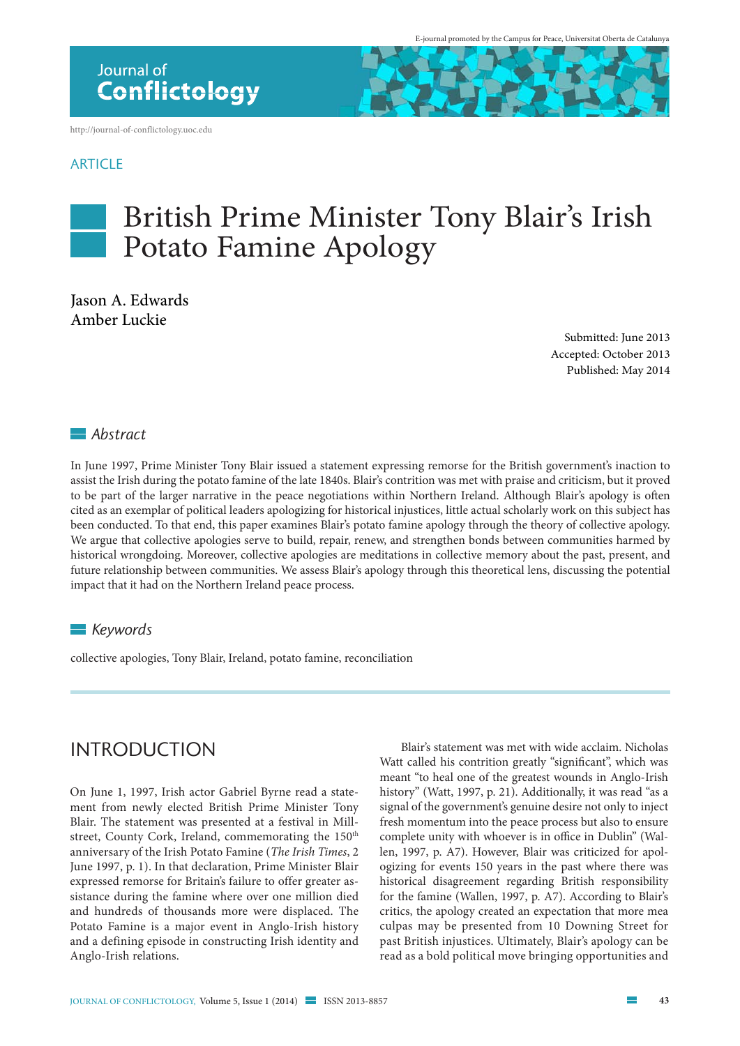# British Prime Minister Tony Blair's Irish Potato Famine Apology

Jason A. Edwards
Amber Luckie

Submitted: June 2013
Accepted: October 2013
Published: May 2014

## Abstract

In June 1997, Prime Minister Tony Blair issued a statement expressing remorse for the British government's inaction to assist the Irish during the potato famine of the late 1840s. Blair's contrition was met with praise and criticism, but it proved to be part of the larger narrative in the peace negotiations within Northern Ireland. Although Blair's apology is often cited as an exemplar of political leaders apologizing for historical injustices, little actual scholarly work on this subject has been conducted. To that end, this paper examines Blair's potato famine apology through the theory of collective apology. We argue that collective apologies serve to build, repair, renew, and strengthen bonds between communities harmed by historical wrongdoing. Moreover, collective apologies are meditations in collective memory about the past, present, and future relationship between communities. We assess Blair's apology through this theoretical lens, discussing the potential impact that it had on the Northern Ireland peace process.

## Keywords

collective apologies, Tony Blair, Ireland, potato famine, reconciliation

## INTRODUCTION

On June 1, 1997, Irish actor Gabriel Byrne read a statement from newly elected British Prime Minister Tony Blair. The statement was presented at a festival in Millstreet, County Cork, Ireland, commemorating the 150th anniversary of the Irish Potato Famine (*The Irish Times*, 2 June 1997, p. 1). In that declaration, Prime Minister Blair expressed remorse for Britain's failure to offer greater assistance during the famine where over one million died and hundreds of thousands more were displaced. The Potato Famine is a major event in Anglo-Irish history and a defining episode in constructing Irish identity and Anglo-Irish relations.

Blair's statement was met with wide acclaim. Nicholas Watt called his contrition greatly "significant", which was meant "to heal one of the greatest wounds in Anglo-Irish history" (Watt, 1997, p. 21). Additionally, it was read "as a signal of the government's genuine desire not only to inject fresh momentum into the peace process but also to ensure complete unity with whoever is in office in Dublin" (Wallen, 1997, p. A7). However, Blair was criticized for apologizing for events 150 years in the past where there was historical disagreement regarding British responsibility for the famine (Wallen, 1997, p. A7). According to Blair's critics, the apology created an expectation that more mea culpas may be presented from 10 Downing Street for past British injustices. Ultimately, Blair's apology can be read as a bold political move bringing opportunities and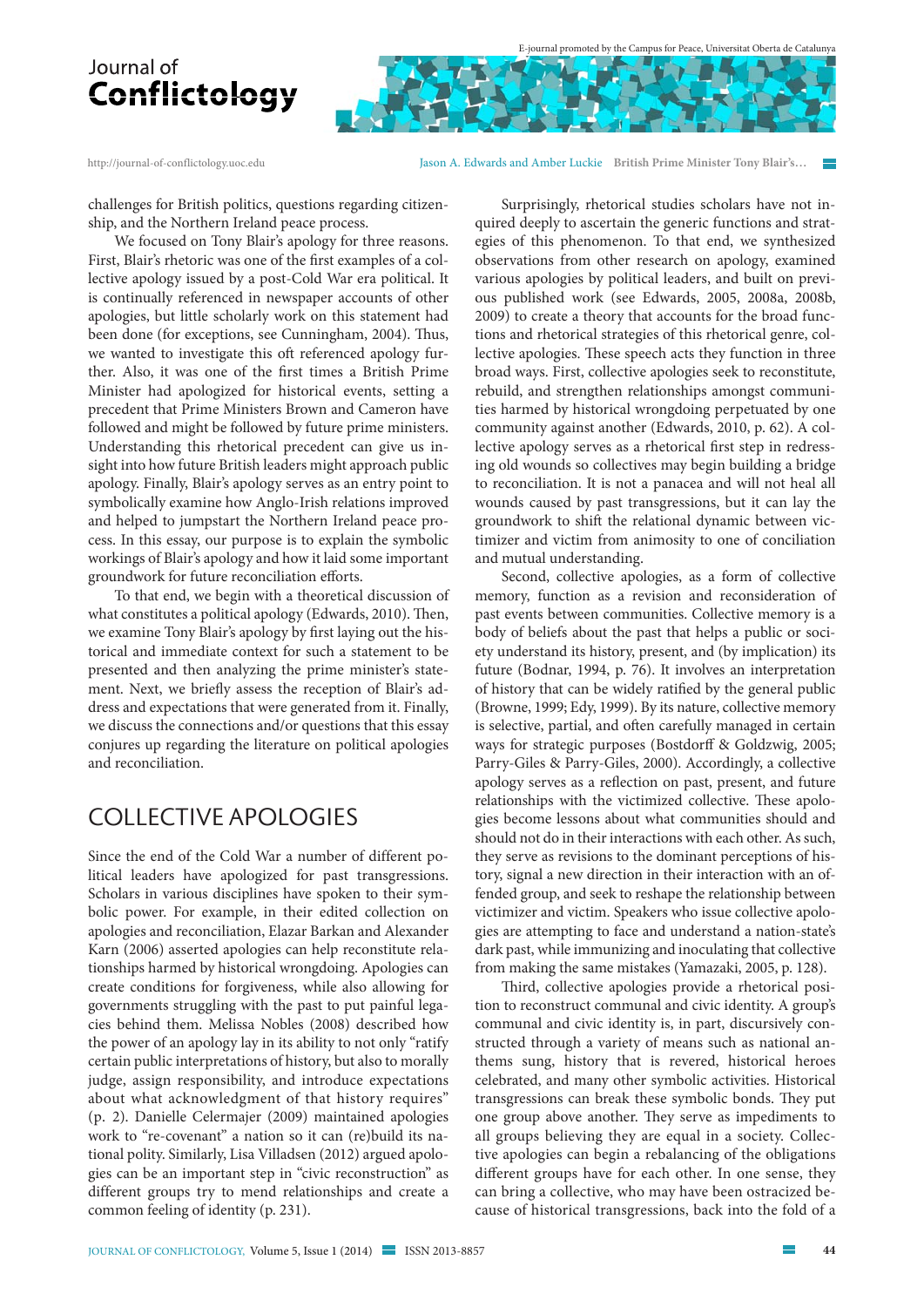challenges for British politics, questions regarding citizenship, and the Northern Ireland peace process.

We focused on Tony Blair's apology for three reasons. First, Blair's rhetoric was one of the first examples of a collective apology issued by a post-Cold War era political. It is continually referenced in newspaper accounts of other apologies, but little scholarly work on this statement had been done (for exceptions, see Cunningham, 2004). Thus, we wanted to investigate this oft referenced apology further. Also, it was one of the first times a British Prime Minister had apologized for historical events, setting a precedent that Prime Ministers Brown and Cameron have followed and might be followed by future prime ministers. Understanding this rhetorical precedent can give us insight into how future British leaders might approach public apology. Finally, Blair's apology serves as an entry point to symbolically examine how Anglo-Irish relations improved and helped to jumpstart the Northern Ireland peace process. In this essay, our purpose is to explain the symbolic workings of Blair's apology and how it laid some important groundwork for future reconciliation efforts.

To that end, we begin with a theoretical discussion of what constitutes a political apology (Edwards, 2010). Then, we examine Tony Blair's apology by first laying out the historical and immediate context for such a statement to be presented and then analyzing the prime minister's statement. Next, we briefly assess the reception of Blair's address and expectations that were generated from it. Finally, we discuss the connections and/or questions that this essay conjures up regarding the literature on political apologies and reconciliation.

## COLLECTIVE APOLOGIES

Since the end of the Cold War a number of different political leaders have apologized for past transgressions. Scholars in various disciplines have spoken to their symbolic power. For example, in their edited collection on apologies and reconciliation, Elazar Barkan and Alexander Karn (2006) asserted apologies can help reconstitute relationships harmed by historical wrongdoing. Apologies can create conditions for forgiveness, while also allowing for governments struggling with the past to put painful legacies behind them. Melissa Nobles (2008) described how the power of an apology lay in its ability to not only "ratify certain public interpretations of history, but also to morally judge, assign responsibility, and introduce expectations about what acknowledgment of that history requires" (p. 2). Danielle Celermajer (2009) maintained apologies work to "re-covenant" a nation so it can (re)build its national polity. Similarly, Lisa Villadsen (2012) argued apologies can be an important step in "civic reconstruction" as different groups try to mend relationships and create a common feeling of identity (p. 231).

Surprisingly, rhetorical studies scholars have not inquired deeply to ascertain the generic functions and strategies of this phenomenon. To that end, we synthesized observations from other research on apology, examined various apologies by political leaders, and built on previous published work (see Edwards, 2005, 2008a, 2008b, 2009) to create a theory that accounts for the broad functions and rhetorical strategies of this rhetorical genre, collective apologies. These speech acts they function in three broad ways. First, collective apologies seek to reconstitute, rebuild, and strengthen relationships amongst communities harmed by historical wrongdoing perpetuated by one community against another (Edwards, 2010, p. 62). A collective apology serves as a rhetorical first step in redressing old wounds so collectives may begin building a bridge to reconciliation. It is not a panacea and will not heal all wounds caused by past transgressions, but it can lay the groundwork to shift the relational dynamic between victimizer and victim from animosity to one of conciliation and mutual understanding.

Second, collective apologies, as a form of collective memory, function as a revision and reconsideration of past events between communities. Collective memory is a body of beliefs about the past that helps a public or society understand its history, present, and (by implication) its future (Bodnar, 1994, p. 76). It involves an interpretation of history that can be widely ratified by the general public (Browne, 1999; Edy, 1999). By its nature, collective memory is selective, partial, and often carefully managed in certain ways for strategic purposes (Bostdorff & Goldzwig, 2005; Parry-Giles & Parry-Giles, 2000). Accordingly, a collective apology serves as a reflection on past, present, and future relationships with the victimized collective. These apologies become lessons about what communities should and should not do in their interactions with each other. As such, they serve as revisions to the dominant perceptions of history, signal a new direction in their interaction with an offended group, and seek to reshape the relationship between victimizer and victim. Speakers who issue collective apologies are attempting to face and understand a nation-state's dark past, while immunizing and inoculating that collective from making the same mistakes (Yamazaki, 2005, p. 128).

Third, collective apologies provide a rhetorical position to reconstruct communal and civic identity. A group's communal and civic identity is, in part, discursively constructed through a variety of means such as national anthems sung, history that is revered, historical heroes celebrated, and many other symbolic activities. Historical transgressions can break these symbolic bonds. They put one group above another. They serve as impediments to all groups believing they are equal in a society. Collective apologies can begin a rebalancing of the obligations different groups have for each other. In one sense, they can bring a collective, who may have been ostracized because of historical transgressions, back into the fold of a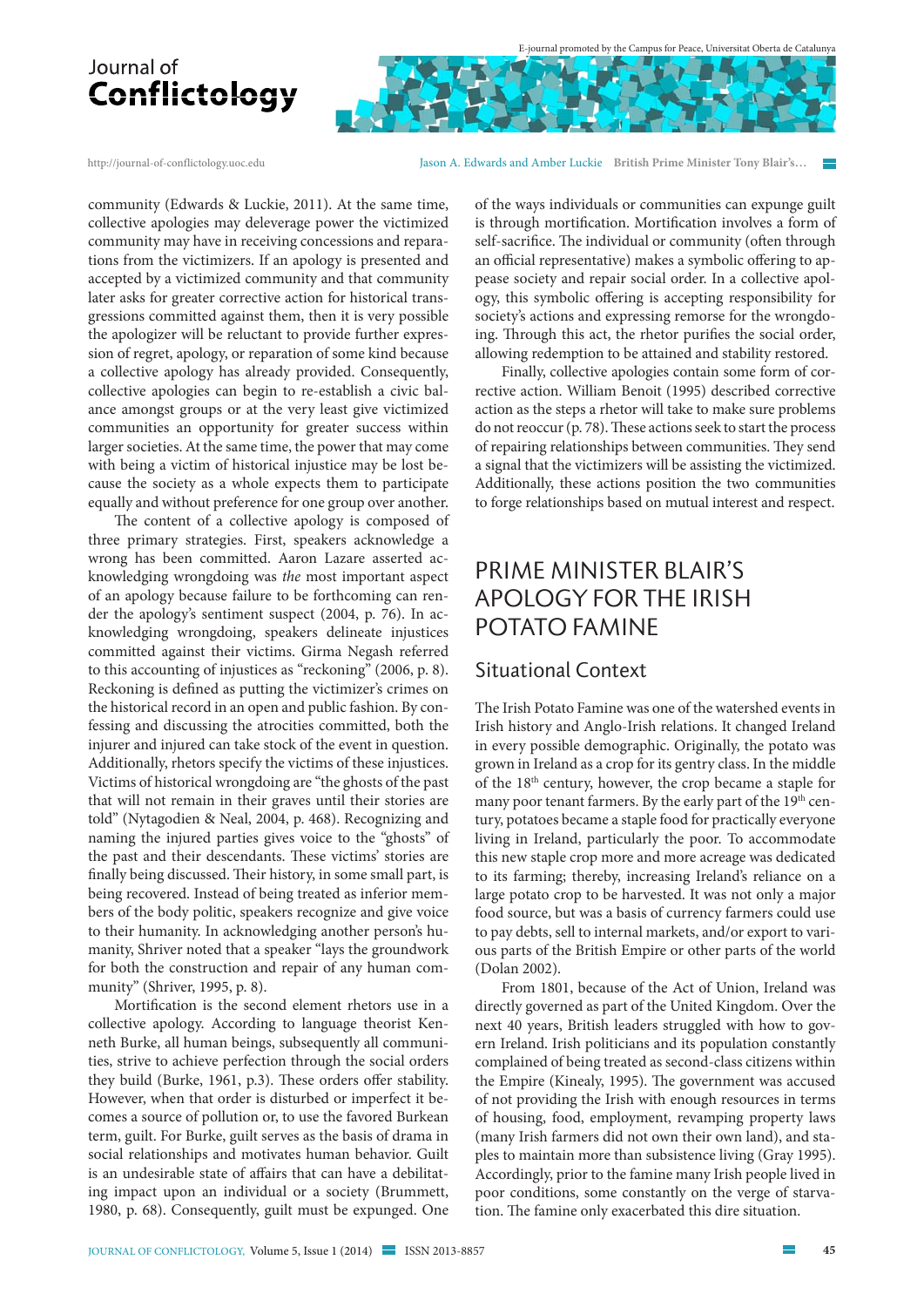community (Edwards & Luckie, 2011). At the same time, collective apologies may deleverage power the victimized community may have in receiving concessions and reparations from the victimizers. If an apology is presented and accepted by a victimized community and that community later asks for greater corrective action for historical transgressions committed against them, then it is very possible the apologizer will be reluctant to provide further expression of regret, apology, or reparation of some kind because a collective apology has already provided. Consequently, collective apologies can begin to re-establish a civic balance amongst groups or at the very least give victimized communities an opportunity for greater success within larger societies. At the same time, the power that may come with being a victim of historical injustice may be lost because the society as a whole expects them to participate equally and without preference for one group over another.

The content of a collective apology is composed of three primary strategies. First, speakers acknowledge a wrong has been committed. Aaron Lazare asserted acknowledging wrongdoing was *the* most important aspect of an apology because failure to be forthcoming can render the apology's sentiment suspect (2004, p. 76). In acknowledging wrongdoing, speakers delineate injustices committed against their victims. Girma Negash referred to this accounting of injustices as "reckoning" (2006, p. 8). Reckoning is defined as putting the victimizer's crimes on the historical record in an open and public fashion. By confessing and discussing the atrocities committed, both the injurer and injured can take stock of the event in question. Additionally, rhetors specify the victims of these injustices. Victims of historical wrongdoing are "the ghosts of the past that will not remain in their graves until their stories are told" (Nytagodien & Neal, 2004, p. 468). Recognizing and naming the injured parties gives voice to the "ghosts" of the past and their descendants. These victims' stories are finally being discussed. Their history, in some small part, is being recovered. Instead of being treated as inferior members of the body politic, speakers recognize and give voice to their humanity. In acknowledging another person's humanity, Shriver noted that a speaker "lays the groundwork for both the construction and repair of any human community" (Shriver, 1995, p. 8).

Mortification is the second element rhetors use in a collective apology. According to language theorist Kenneth Burke, all human beings, subsequently all communities, strive to achieve perfection through the social orders they build (Burke, 1961, p.3). These orders offer stability. However, when that order is disturbed or imperfect it becomes a source of pollution or, to use the favored Burkean term, guilt. For Burke, guilt serves as the basis of drama in social relationships and motivates human behavior. Guilt is an undesirable state of affairs that can have a debilitating impact upon an individual or a society (Brummett, 1980, p. 68). Consequently, guilt must be expunged. One of the ways individuals or communities can expunge guilt is through mortification. Mortification involves a form of self-sacrifice. The individual or community (often through an official representative) makes a symbolic offering to appease society and repair social order. In a collective apology, this symbolic offering is accepting responsibility for society's actions and expressing remorse for the wrongdoing. Through this act, the rhetor purifies the social order, allowing redemption to be attained and stability restored.

Finally, collective apologies contain some form of corrective action. William Benoit (1995) described corrective action as the steps a rhetor will take to make sure problems do not reoccur (p. 78). These actions seek to start the process of repairing relationships between communities. They send a signal that the victimizers will be assisting the victimized. Additionally, these actions position the two communities to forge relationships based on mutual interest and respect.

# PRIME MINISTER BLAIR'S APOLOGY FOR THE IRISH POTATO FAMINE

## Situational Context

The Irish Potato Famine was one of the watershed events in Irish history and Anglo-Irish relations. It changed Ireland in every possible demographic. Originally, the potato was grown in Ireland as a crop for its gentry class. In the middle of the 18th century, however, the crop became a staple for many poor tenant farmers. By the early part of the 19th century, potatoes became a staple food for practically everyone living in Ireland, particularly the poor. To accommodate this new staple crop more and more acreage was dedicated to its farming; thereby, increasing Ireland's reliance on a large potato crop to be harvested. It was not only a major food source, but was a basis of currency farmers could use to pay debts, sell to internal markets, and/or export to various parts of the British Empire or other parts of the world (Dolan 2002).

From 1801, because of the Act of Union, Ireland was directly governed as part of the United Kingdom. Over the next 40 years, British leaders struggled with how to govern Ireland. Irish politicians and its population constantly complained of being treated as second-class citizens within the Empire (Kinealy, 1995). The government was accused of not providing the Irish with enough resources in terms of housing, food, employment, revamping property laws (many Irish farmers did not own their own land), and staples to maintain more than subsistence living (Gray 1995). Accordingly, prior to the famine many Irish people lived in poor conditions, some constantly on the verge of starvation. The famine only exacerbated this dire situation.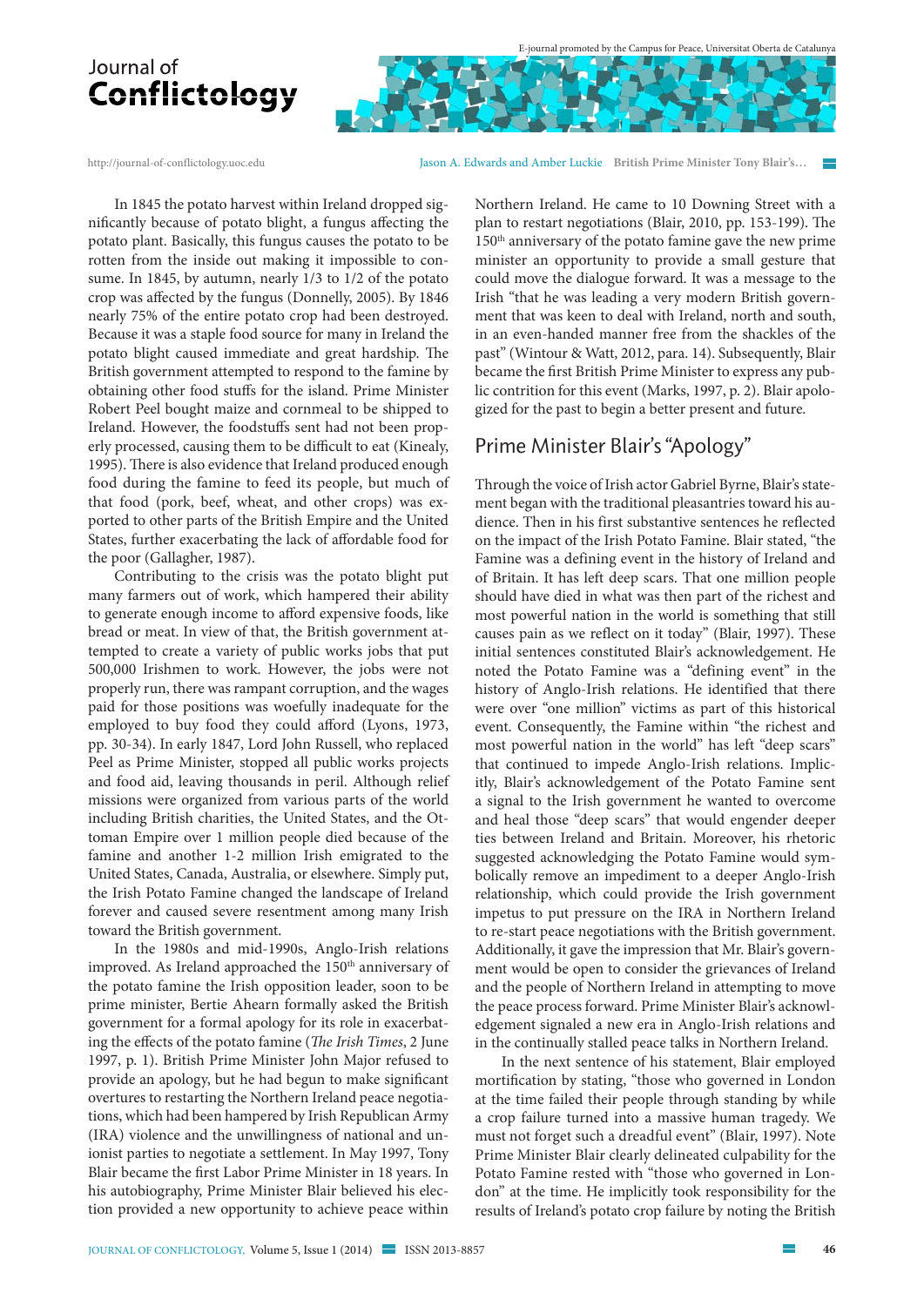In 1845 the potato harvest within Ireland dropped significantly because of potato blight, a fungus affecting the potato plant. Basically, this fungus causes the potato to be rotten from the inside out making it impossible to consume. In 1845, by autumn, nearly 1/3 to 1/2 of the potato crop was affected by the fungus (Donnelly, 2005). By 1846 nearly 75% of the entire potato crop had been destroyed. Because it was a staple food source for many in Ireland the potato blight caused immediate and great hardship. The British government attempted to respond to the famine by obtaining other food stuffs for the island. Prime Minister Robert Peel bought maize and cornmeal to be shipped to Ireland. However, the foodstuffs sent had not been properly processed, causing them to be difficult to eat (Kinealy, 1995). There is also evidence that Ireland produced enough food during the famine to feed its people, but much of that food (pork, beef, wheat, and other crops) was exported to other parts of the British Empire and the United States, further exacerbating the lack of affordable food for the poor (Gallagher, 1987).

Contributing to the crisis was the potato blight put many farmers out of work, which hampered their ability to generate enough income to afford expensive foods, like bread or meat. In view of that, the British government attempted to create a variety of public works jobs that put 500,000 Irishmen to work. However, the jobs were not properly run, there was rampant corruption, and the wages paid for those positions was woefully inadequate for the employed to buy food they could afford (Lyons, 1973, pp. 30-34). In early 1847, Lord John Russell, who replaced Peel as Prime Minister, stopped all public works projects and food aid, leaving thousands in peril. Although relief missions were organized from various parts of the world including British charities, the United States, and the Ottoman Empire over 1 million people died because of the famine and another 1-2 million Irish emigrated to the United States, Canada, Australia, or elsewhere. Simply put, the Irish Potato Famine changed the landscape of Ireland forever and caused severe resentment among many Irish toward the British government.

In the 1980s and mid-1990s, Anglo-Irish relations improved. As Ireland approached the 150th anniversary of the potato famine the Irish opposition leader, soon to be prime minister, Bertie Ahearn formally asked the British government for a formal apology for its role in exacerbating the effects of the potato famine (*The Irish Times*, 2 June 1997, p. 1). British Prime Minister John Major refused to provide an apology, but he had begun to make significant overtures to restarting the Northern Ireland peace negotiations, which had been hampered by Irish Republican Army (IRA) violence and the unwillingness of national and unionist parties to negotiate a settlement. In May 1997, Tony Blair became the first Labor Prime Minister in 18 years. In his autobiography, Prime Minister Blair believed his election provided a new opportunity to achieve peace within Northern Ireland. He came to 10 Downing Street with a plan to restart negotiations (Blair, 2010, pp. 153-199). The 150th anniversary of the potato famine gave the new prime minister an opportunity to provide a small gesture that could move the dialogue forward. It was a message to the Irish "that he was leading a very modern British government that was keen to deal with Ireland, north and south, in an even-handed manner free from the shackles of the past" (Wintour & Watt, 2012, para. 14). Subsequently, Blair became the first British Prime Minister to express any public contrition for this event (Marks, 1997, p. 2). Blair apologized for the past to begin a better present and future.

## Prime Minister Blair's "Apology"

Through the voice of Irish actor Gabriel Byrne, Blair's statement began with the traditional pleasantries toward his audience. Then in his first substantive sentences he reflected on the impact of the Irish Potato Famine. Blair stated, "the Famine was a defining event in the history of Ireland and of Britain. It has left deep scars. That one million people should have died in what was then part of the richest and most powerful nation in the world is something that still causes pain as we reflect on it today" (Blair, 1997). These initial sentences constituted Blair's acknowledgement. He noted the Potato Famine was a "defining event" in the history of Anglo-Irish relations. He identified that there were over "one million" victims as part of this historical event. Consequently, the Famine within "the richest and most powerful nation in the world" has left "deep scars" that continued to impede Anglo-Irish relations. Implicitly, Blair's acknowledgement of the Potato Famine sent a signal to the Irish government he wanted to overcome and heal those "deep scars" that would engender deeper ties between Ireland and Britain. Moreover, his rhetoric suggested acknowledging the Potato Famine would symbolically remove an impediment to a deeper Anglo-Irish relationship, which could provide the Irish government impetus to put pressure on the IRA in Northern Ireland to re-start peace negotiations with the British government. Additionally, it gave the impression that Mr. Blair's government would be open to consider the grievances of Ireland and the people of Northern Ireland in attempting to move the peace process forward. Prime Minister Blair's acknowledgement signaled a new era in Anglo-Irish relations and in the continually stalled peace talks in Northern Ireland.

In the next sentence of his statement, Blair employed mortification by stating, "those who governed in London at the time failed their people through standing by while a crop failure turned into a massive human tragedy. We must not forget such a dreadful event" (Blair, 1997). Note Prime Minister Blair clearly delineated culpability for the Potato Famine rested with "those who governed in London" at the time. He implicitly took responsibility for the results of Ireland's potato crop failure by noting the British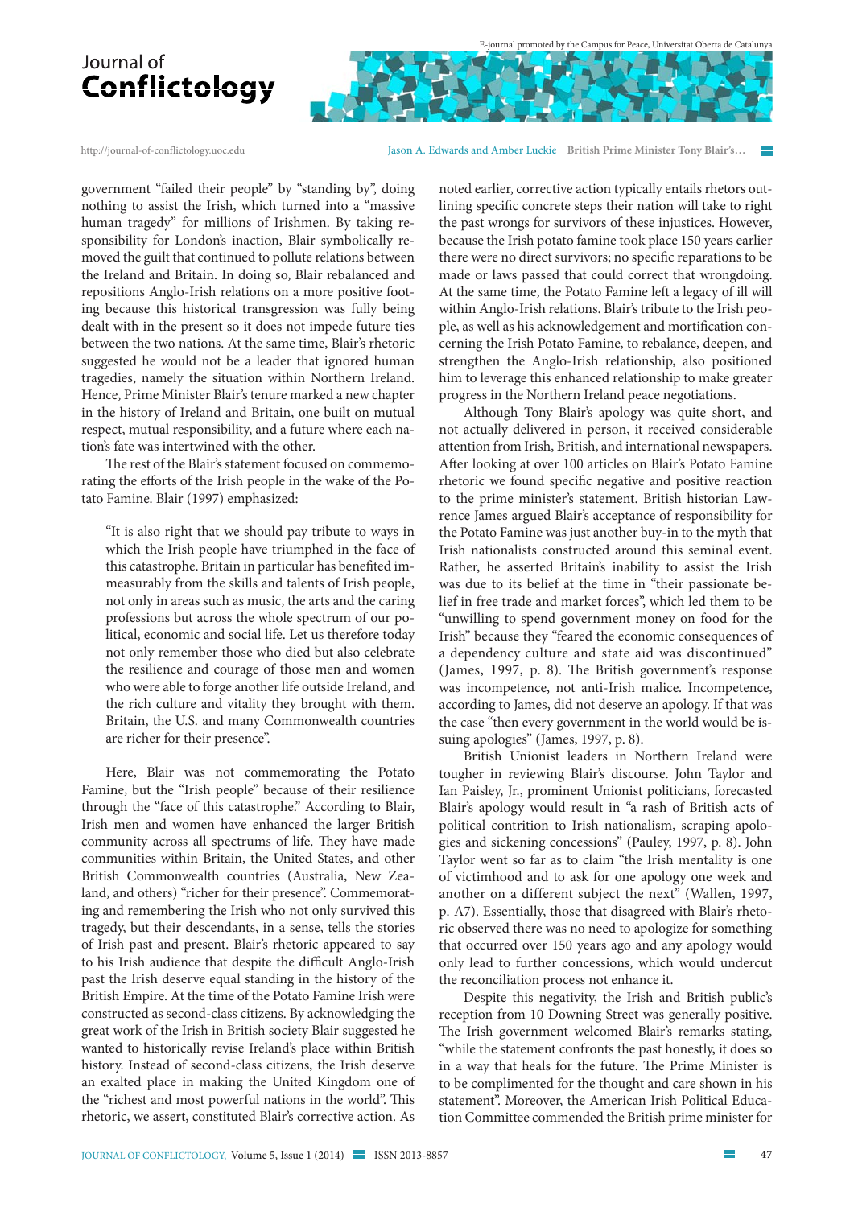government "failed their people" by "standing by", doing nothing to assist the Irish, which turned into a "massive human tragedy" for millions of Irishmen. By taking responsibility for London's inaction, Blair symbolically removed the guilt that continued to pollute relations between the Ireland and Britain. In doing so, Blair rebalanced and repositions Anglo-Irish relations on a more positive footing because this historical transgression was fully being dealt with in the present so it does not impede future ties between the two nations. At the same time, Blair's rhetoric suggested he would not be a leader that ignored human tragedies, namely the situation within Northern Ireland. Hence, Prime Minister Blair's tenure marked a new chapter in the history of Ireland and Britain, one built on mutual respect, mutual responsibility, and a future where each nation's fate was intertwined with the other.

The rest of the Blair's statement focused on commemorating the efforts of the Irish people in the wake of the Potato Famine. Blair (1997) emphasized:

> "It is also right that we should pay tribute to ways in which the Irish people have triumphed in the face of this catastrophe. Britain in particular has benefited immeasurably from the skills and talents of Irish people, not only in areas such as music, the arts and the caring professions but across the whole spectrum of our political, economic and social life. Let us therefore today not only remember those who died but also celebrate the resilience and courage of those men and women who were able to forge another life outside Ireland, and the rich culture and vitality they brought with them. Britain, the U.S. and many Commonwealth countries are richer for their presence".

Here, Blair was not commemorating the Potato Famine, but the "Irish people" because of their resilience through the "face of this catastrophe." According to Blair, Irish men and women have enhanced the larger British community across all spectrums of life. They have made communities within Britain, the United States, and other British Commonwealth countries (Australia, New Zealand, and others) "richer for their presence". Commemorating and remembering the Irish who not only survived this tragedy, but their descendants, in a sense, tells the stories of Irish past and present. Blair's rhetoric appeared to say to his Irish audience that despite the difficult Anglo-Irish past the Irish deserve equal standing in the history of the British Empire. At the time of the Potato Famine Irish were constructed as second-class citizens. By acknowledging the great work of the Irish in British society Blair suggested he wanted to historically revise Ireland's place within British history. Instead of second-class citizens, the Irish deserve an exalted place in making the United Kingdom one of the "richest and most powerful nations in the world". This rhetoric, we assert, constituted Blair's corrective action. As noted earlier, corrective action typically entails rhetors outlining specific concrete steps their nation will take to right the past wrongs for survivors of these injustices. However, because the Irish potato famine took place 150 years earlier there were no direct survivors; no specific reparations to be made or laws passed that could correct that wrongdoing. At the same time, the Potato Famine left a legacy of ill will within Anglo-Irish relations. Blair's tribute to the Irish people, as well as his acknowledgement and mortification concerning the Irish Potato Famine, to rebalance, deepen, and strengthen the Anglo-Irish relationship, also positioned him to leverage this enhanced relationship to make greater progress in the Northern Ireland peace negotiations.

Although Tony Blair's apology was quite short, and not actually delivered in person, it received considerable attention from Irish, British, and international newspapers. After looking at over 100 articles on Blair's Potato Famine rhetoric we found specific negative and positive reaction to the prime minister's statement. British historian Lawrence James argued Blair's acceptance of responsibility for the Potato Famine was just another buy-in to the myth that Irish nationalists constructed around this seminal event. Rather, he asserted Britain's inability to assist the Irish was due to its belief at the time in "their passionate belief in free trade and market forces", which led them to be "unwilling to spend government money on food for the Irish" because they "feared the economic consequences of a dependency culture and state aid was discontinued" (James, 1997, p. 8). The British government's response was incompetence, not anti-Irish malice. Incompetence, according to James, did not deserve an apology. If that was the case "then every government in the world would be issuing apologies" (James, 1997, p. 8).

British Unionist leaders in Northern Ireland were tougher in reviewing Blair's discourse. John Taylor and Ian Paisley, Jr., prominent Unionist politicians, forecasted Blair's apology would result in "a rash of British acts of political contrition to Irish nationalism, scraping apologies and sickening concessions" (Pauley, 1997, p. 8). John Taylor went so far as to claim "the Irish mentality is one of victimhood and to ask for one apology one week and another on a different subject the next" (Wallen, 1997, p. A7). Essentially, those that disagreed with Blair's rhetoric observed there was no need to apologize for something that occurred over 150 years ago and any apology would only lead to further concessions, which would undercut the reconciliation process not enhance it.

Despite this negativity, the Irish and British public's reception from 10 Downing Street was generally positive. The Irish government welcomed Blair's remarks stating, "while the statement confronts the past honestly, it does so in a way that heals for the future. The Prime Minister is to be complimented for the thought and care shown in his statement". Moreover, the American Irish Political Education Committee commended the British prime minister for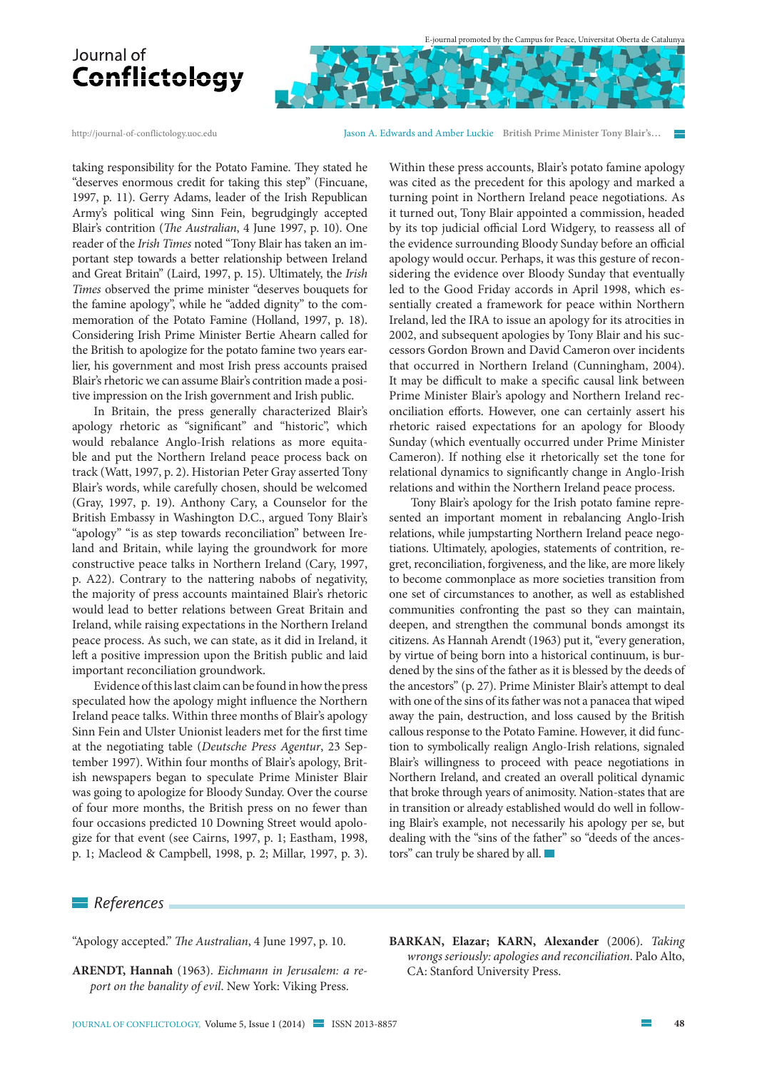taking responsibility for the Potato Famine. They stated he "deserves enormous credit for taking this step" (Fincuane, 1997, p. 11). Gerry Adams, leader of the Irish Republican Army's political wing Sinn Fein, begrudgingly accepted Blair's contrition (*The Australian*, 4 June 1997, p. 10). One reader of the *Irish Times* noted "Tony Blair has taken an important step towards a better relationship between Ireland and Great Britain" (Laird, 1997, p. 15). Ultimately, the *Irish Times* observed the prime minister "deserves bouquets for the famine apology", while he "added dignity" to the commemoration of the Potato Famine (Holland, 1997, p. 18). Considering Irish Prime Minister Bertie Ahearn called for the British to apologize for the potato famine two years earlier, his government and most Irish press accounts praised Blair's rhetoric we can assume Blair's contrition made a positive impression on the Irish government and Irish public.

In Britain, the press generally characterized Blair's apology rhetoric as "significant" and "historic", which would rebalance Anglo-Irish relations as more equitable and put the Northern Ireland peace process back on track (Watt, 1997, p. 2). Historian Peter Gray asserted Tony Blair's words, while carefully chosen, should be welcomed (Gray, 1997, p. 19). Anthony Cary, a Counselor for the British Embassy in Washington D.C., argued Tony Blair's "apology" "is as step towards reconciliation" between Ireland and Britain, while laying the groundwork for more constructive peace talks in Northern Ireland (Cary, 1997, p. A22). Contrary to the nattering nabobs of negativity, the majority of press accounts maintained Blair's rhetoric would lead to better relations between Great Britain and Ireland, while raising expectations in the Northern Ireland peace process. As such, we can state, as it did in Ireland, it left a positive impression upon the British public and laid important reconciliation groundwork.

Evidence of this last claim can be found in how the press speculated how the apology might influence the Northern Ireland peace talks. Within three months of Blair's apology Sinn Fein and Ulster Unionist leaders met for the first time at the negotiating table (*Deutsche Press Agentur*, 23 September 1997). Within four months of Blair's apology, British newspapers began to speculate Prime Minister Blair was going to apologize for Bloody Sunday. Over the course of four more months, the British press on no fewer than four occasions predicted 10 Downing Street would apologize for that event (see Cairns, 1997, p. 1; Eastham, 1998, p. 1; Macleod & Campbell, 1998, p. 2; Millar, 1997, p. 3).

Within these press accounts, Blair's potato famine apology was cited as the precedent for this apology and marked a turning point in Northern Ireland peace negotiations. As it turned out, Tony Blair appointed a commission, headed by its top judicial official Lord Widgery, to reassess all of the evidence surrounding Bloody Sunday before an official apology would occur. Perhaps, it was this gesture of reconsidering the evidence over Bloody Sunday that eventually led to the Good Friday accords in April 1998, which essentially created a framework for peace within Northern Ireland, led the IRA to issue an apology for its atrocities in 2002, and subsequent apologies by Tony Blair and his successors Gordon Brown and David Cameron over incidents that occurred in Northern Ireland (Cunningham, 2004). It may be difficult to make a specific causal link between Prime Minister Blair's apology and Northern Ireland reconciliation efforts. However, one can certainly assert his rhetoric raised expectations for an apology for Bloody Sunday (which eventually occurred under Prime Minister Cameron). If nothing else it rhetorically set the tone for relational dynamics to significantly change in Anglo-Irish relations and within the Northern Ireland peace process.

Tony Blair's apology for the Irish potato famine represented an important moment in rebalancing Anglo-Irish relations, while jumpstarting Northern Ireland peace negotiations. Ultimately, apologies, statements of contrition, regret, reconciliation, forgiveness, and the like, are more likely to become commonplace as more societies transition from one set of circumstances to another, as well as established communities confronting the past so they can maintain, deepen, and strengthen the communal bonds amongst its citizens. As Hannah Arendt (1963) put it, "every generation, by virtue of being born into a historical continuum, is burdened by the sins of the father as it is blessed by the deeds of the ancestors" (p. 27). Prime Minister Blair's attempt to deal with one of the sins of its father was not a panacea that wiped away the pain, destruction, and loss caused by the British callous response to the Potato Famine. However, it did function to symbolically realign Anglo-Irish relations, signaled Blair's willingness to proceed with peace negotiations in Northern Ireland, and created an overall political dynamic that broke through years of animosity. Nation-states that are in transition or already established would do well in following Blair's example, not necessarily his apology per se, but dealing with the "sins of the father" so "deeds of the ancestors" can truly be shared by all.

## References

"Apology accepted." *The Australian*, 4 June 1997, p. 10.

**ARENDT, Hannah** (1963). *Eichmann in Jerusalem: a report on the banality of evil*. New York: Viking Press.

**BARKAN, Elazar; KARN, Alexander** (2006). *Taking wrongs seriously: apologies and reconciliation*. Palo Alto, CA: Stanford University Press.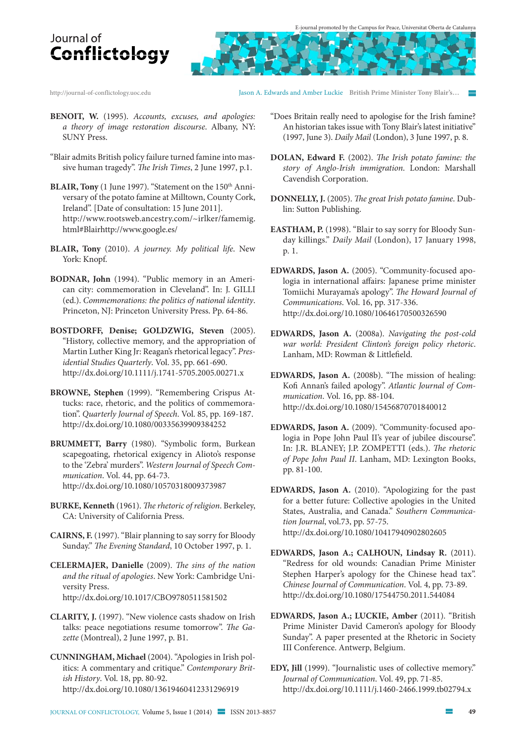**BENOIT, W.** (1995). *Accounts, excuses, and apologies: a theory of image restoration discourse*. Albany, NY: SUNY Press.

"Blair admits British policy failure turned famine into massive human tragedy". *The Irish Times*, 2 June 1997, p.1.

**BLAIR, Tony** (1 June 1997). "Statement on the 150th Anniversary of the potato famine at Milltown, County Cork, Ireland". [Date of consultation: 15 June 2011]. http://www.rootsweb.ancestry.com/~irlker/famemig.html#Blairhttp://www.google.es/

**BLAIR, Tony** (2010). *A journey. My political life*. New York: Knopf.

**BODNAR, John** (1994). "Public memory in an American city: commemoration in Cleveland". In: J. GILLI (ed.). *Commemorations: the politics of national identity*. Princeton, NJ: Princeton University Press. Pp. 64-86.

**BOSTDORFF, Denise; GOLDZWIG, Steven** (2005). "History, collective memory, and the appropriation of Martin Luther King Jr: Reagan's rhetorical legacy". *Presidential Studies Quarterly*. Vol. 35, pp. 661-690. http://dx.doi.org/10.1111/j.1741-5705.2005.00271.x

**BROWNE, Stephen** (1999). "Remembering Crispus Attucks: race, rhetoric, and the politics of commemoration". *Quarterly Journal of Speech*. Vol. 85, pp. 169-187. http://dx.doi.org/10.1080/00335639909384252

**BRUMMETT, Barry** (1980). "Symbolic form, Burkean scapegoating, rhetorical exigency in Alioto's response to the 'Zebra' murders". *Western Journal of Speech Communication*. Vol. 44, pp. 64-73. http://dx.doi.org/10.1080/10570318009373987

**BURKE, Kenneth** (1961). *The rhetoric of religion*. Berkeley, CA: University of California Press.

**CAIRNS, F.** (1997). "Blair planning to say sorry for Bloody Sunday." *The Evening Standard*, 10 October 1997, p. 1.

**CELERMAJER, Danielle** (2009). *The sins of the nation and the ritual of apologies*. New York: Cambridge University Press. http://dx.doi.org/10.1017/CBO9780511581502

**CLARITY, J.** (1997). "New violence casts shadow on Irish talks: peace negotiations resume tomorrow". *The Gazette* (Montreal), 2 June 1997, p. B1.

**CUNNINGHAM, Michael** (2004). "Apologies in Irish politics: A commentary and critique." *Contemporary British History*. Vol. 18, pp. 80-92. http://dx.doi.org/10.1080/13619460412331296919

"Does Britain really need to apologise for the Irish famine? An historian takes issue with Tony Blair's latest initiative" (1997, June 3). *Daily Mail* (London), 3 June 1997, p. 8.

**DOLAN, Edward F.** (2002). *The Irish potato famine: the story of Anglo-Irish immigration*. London: Marshall Cavendish Corporation.

**DONNELLY, J.** (2005). *The great Irish potato famine*. Dublin: Sutton Publishing.

**EASTHAM, P.** (1998). "Blair to say sorry for Bloody Sunday killings." *Daily Mail* (London), 17 January 1998, p. 1.

**EDWARDS, Jason A.** (2005). "Community-focused apologia in international affairs: Japanese prime minister Tomiichi Murayama's apology". *The Howard Journal of Communications*. Vol. 16, pp. 317-336. http://dx.doi.org/10.1080/10646170500326590

**EDWARDS, Jason A.** (2008a). *Navigating the post-cold war world: President Clinton's foreign policy rhetoric*. Lanham, MD: Rowman & Littlefield.

**EDWARDS, Jason A.** (2008b). "The mission of healing: Kofi Annan's failed apology". *Atlantic Journal of Communication*. Vol. 16, pp. 88-104. http://dx.doi.org/10.1080/15456870701840012

**EDWARDS, Jason A.** (2009). "Community-focused apologia in Pope John Paul II's year of jubilee discourse". In: J.R. BLANEY; J.P. ZOMPETTI (eds.). *The rhetoric of Pope John Paul II*. Lanham, MD: Lexington Books, pp. 81-100.

**EDWARDS, Jason A.** (2010). "Apologizing for the past for a better future: Collective apologies in the United States, Australia, and Canada." *Southern Communication Journal*, vol.73, pp. 57-75. http://dx.doi.org/10.1080/10417940902802605

**EDWARDS, Jason A.; CALHOUN, Lindsay R.** (2011). "Redress for old wounds: Canadian Prime Minister Stephen Harper's apology for the Chinese head tax". *Chinese Journal of Communication*. Vol. 4, pp. 73-89. http://dx.doi.org/10.1080/17544750.2011.544084

**EDWARDS, Jason A.; LUCKIE, Amber** (2011). "British Prime Minister David Cameron's apology for Bloody Sunday". A paper presented at the Rhetoric in Society III Conference. Antwerp, Belgium.

**EDY, Jill** (1999). "Journalistic uses of collective memory." *Journal of Communication*. Vol. 49, pp. 71-85. http://dx.doi.org/10.1111/j.1460-2466.1999.tb02794.x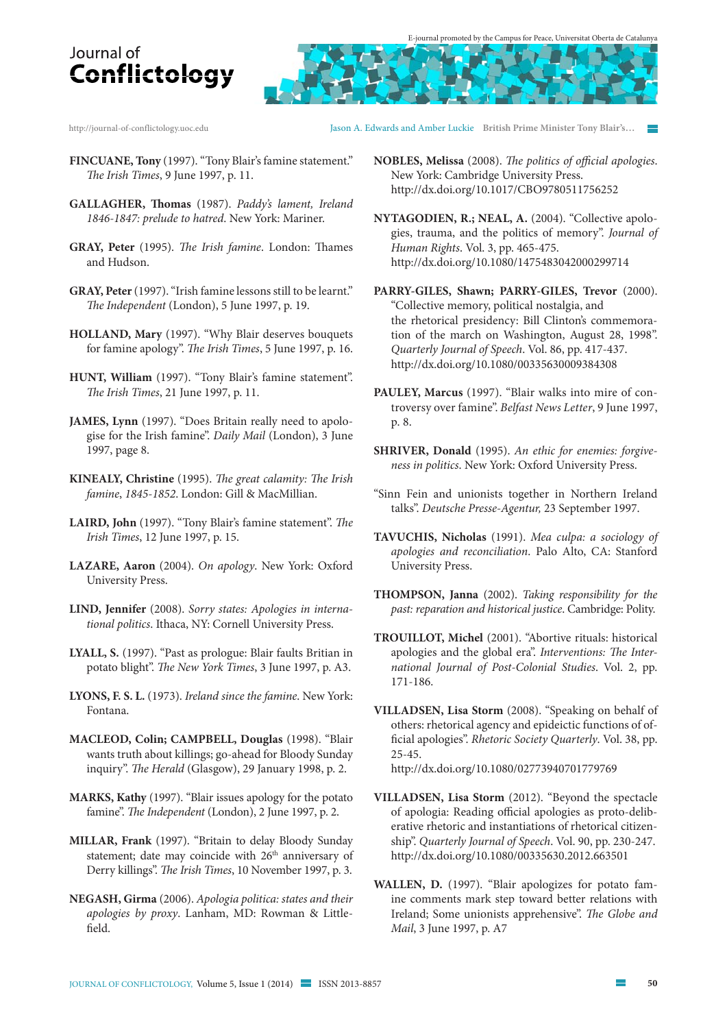**FINCUANE, Tony** (1997). "Tony Blair's famine statement." *The Irish Times*, 9 June 1997, p. 11.

**GALLAGHER, Thomas** (1987). *Paddy's lament, Ireland 1846-1847: prelude to hatred*. New York: Mariner.

**GRAY, Peter** (1995). *The Irish famine*. London: Thames and Hudson.

**GRAY, Peter** (1997). "Irish famine lessons still to be learnt." *The Independent* (London), 5 June 1997, p. 19.

**HOLLAND, Mary** (1997). "Why Blair deserves bouquets for famine apology". *The Irish Times*, 5 June 1997, p. 16.

**HUNT, William** (1997). "Tony Blair's famine statement". *The Irish Times*, 21 June 1997, p. 11.

**JAMES, Lynn** (1997). "Does Britain really need to apologise for the Irish famine". *Daily Mail* (London), 3 June 1997, page 8.

**KINEALY, Christine** (1995). *The great calamity: The Irish famine, 1845-1852*. London: Gill & MacMillian.

**LAIRD, John** (1997). "Tony Blair's famine statement". *The Irish Times*, 12 June 1997, p. 15.

**LAZARE, Aaron** (2004). *On apology*. New York: Oxford University Press.

**LIND, Jennifer** (2008). *Sorry states: Apologies in international politics*. Ithaca, NY: Cornell University Press.

**LYALL, S.** (1997). "Past as prologue: Blair faults Britian in potato blight". *The New York Times*, 3 June 1997, p. A3.

**LYONS, F. S. L.** (1973). *Ireland since the famine*. New York: Fontana.

**MACLEOD, Colin; CAMPBELL, Douglas** (1998). "Blair wants truth about killings; go-ahead for Bloody Sunday inquiry". *The Herald* (Glasgow), 29 January 1998, p. 2.

**MARKS, Kathy** (1997). "Blair issues apology for the potato famine". *The Independent* (London), 2 June 1997, p. 2.

**MILLAR, Frank** (1997). "Britain to delay Bloody Sunday statement; date may coincide with 26th anniversary of Derry killings". *The Irish Times*, 10 November 1997, p. 3.

**NEGASH, Girma** (2006). *Apologia politica: states and their apologies by proxy*. Lanham, MD: Rowman & Littlefield.

**NOBLES, Melissa** (2008). *The politics of official apologies*. New York: Cambridge University Press. http://dx.doi.org/10.1017/CBO9780511756252

**NYTAGODIEN, R.; NEAL, A.** (2004). "Collective apologies, trauma, and the politics of memory". *Journal of Human Rights*. Vol. 3, pp. 465-475. http://dx.doi.org/10.1080/1475483042000299714

**PARRY-GILES, Shawn; PARRY-GILES, Trevor** (2000). "Collective memory, political nostalgia, and the rhetorical presidency: Bill Clinton's commemoration of the march on Washington, August 28, 1998". *Quarterly Journal of Speech*. Vol. 86, pp. 417-437. http://dx.doi.org/10.1080/00335630009384308

**PAULEY, Marcus** (1997). "Blair walks into mire of controversy over famine". *Belfast News Letter*, 9 June 1997, p. 8.

**SHRIVER, Donald** (1995). *An ethic for enemies: forgiveness in politics*. New York: Oxford University Press.

"Sinn Fein and unionists together in Northern Ireland talks". *Deutsche Presse-Agentur,* 23 September 1997.

**TAVUCHIS, Nicholas** (1991). *Mea culpa: a sociology of apologies and reconciliation*. Palo Alto, CA: Stanford University Press.

**THOMPSON, Janna** (2002). *Taking responsibility for the past: reparation and historical justice*. Cambridge: Polity.

**TROUILLOT, Michel** (2001). "Abortive rituals: historical apologies and the global era". *Interventions: The International Journal of Post-Colonial Studies*. Vol. 2, pp. 171-186.

**VILLADSEN, Lisa Storm** (2008). "Speaking on behalf of others: rhetorical agency and epideictic functions of official apologies". *Rhetoric Society Quarterly*. Vol. 38, pp. 25-45. http://dx.doi.org/10.1080/02773940701779769

**VILLADSEN, Lisa Storm** (2012). "Beyond the spectacle of apologia: Reading official apologies as proto-deliberative rhetoric and instantiations of rhetorical citizenship". *Quarterly Journal of Speech*. Vol. 90, pp. 230-247. http://dx.doi.org/10.1080/00335630.2012.663501

**WALLEN, D.** (1997). "Blair apologizes for potato famine comments mark step toward better relations with Ireland; Some unionists apprehensive". *The Globe and Mail*, 3 June 1997, p. A7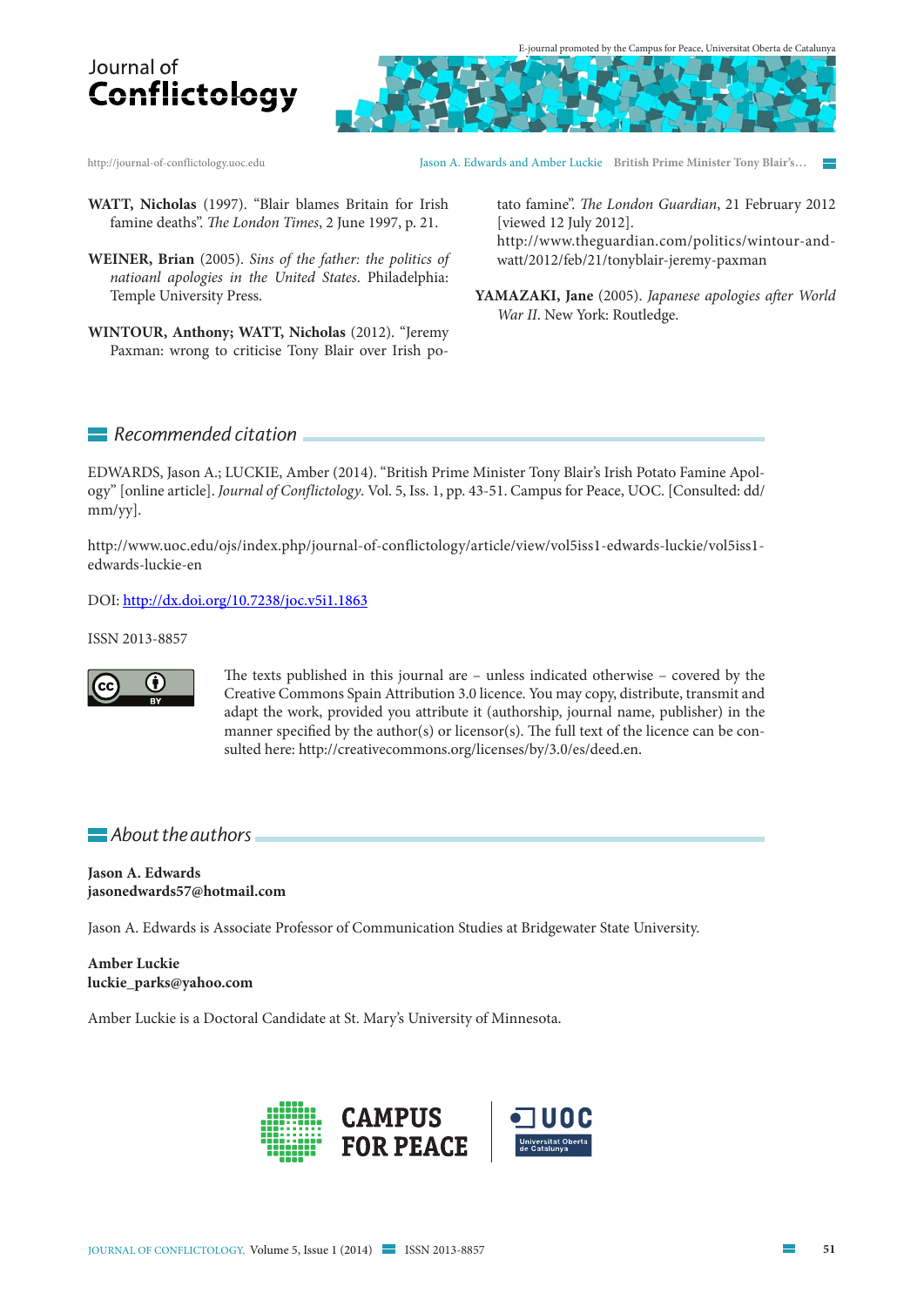**WATT, Nicholas** (1997). "Blair blames Britain for Irish famine deaths". *The London Times*, 2 June 1997, p. 21.

**WEINER, Brian** (2005). *Sins of the father: the politics of natioanl apologies in the United States*. Philadelphia: Temple University Press.

**WINTOUR, Anthony; WATT, Nicholas** (2012). "Jeremy Paxman: wrong to criticise Tony Blair over Irish potato famine". *The London Guardian*, 21 February 2012 [viewed 12 July 2012]. http://www.theguardian.com/politics/wintour-and-watt/2012/feb/21/tonyblair-jeremy-paxman

**YAMAZAKI, Jane** (2005). *Japanese apologies after World War II*. New York: Routledge.

## *Recommended citation*

EDWARDS, Jason A.; LUCKIE, Amber (2014). "British Prime Minister Tony Blair's Irish Potato Famine Apology" [online article]. *Journal of Conflictology*. Vol. 5, Iss. 1, pp. 43-51. Campus for Peace, UOC. [Consulted: dd/mm/yy].

http://www.uoc.edu/ojs/index.php/journal-of-conflictology/article/view/vol5iss1-edwards-luckie/vol5iss1-edwards-luckie-en

DOI: http://dx.doi.org/10.7238/joc.v5i1.1863

ISSN 2013-8857

The texts published in this journal are – unless indicated otherwise – covered by the Creative Commons Spain Attribution 3.0 licence. You may copy, distribute, transmit and adapt the work, provided you attribute it (authorship, journal name, publisher) in the manner specified by the author(s) or licensor(s). The full text of the licence can be consulted here: http://creativecommons.org/licenses/by/3.0/es/deed.en.

## *About the authors*

**Jason A. Edwards**
**jasonedwards57@hotmail.com**

Jason A. Edwards is Associate Professor of Communication Studies at Bridgewater State University.

**Amber Luckie**
**luckie_parks@yahoo.com**

Amber Luckie is a Doctoral Candidate at St. Mary's University of Minnesota.

CAMPUS FOR PEACE

UOC Universitat Oberta de Catalunya